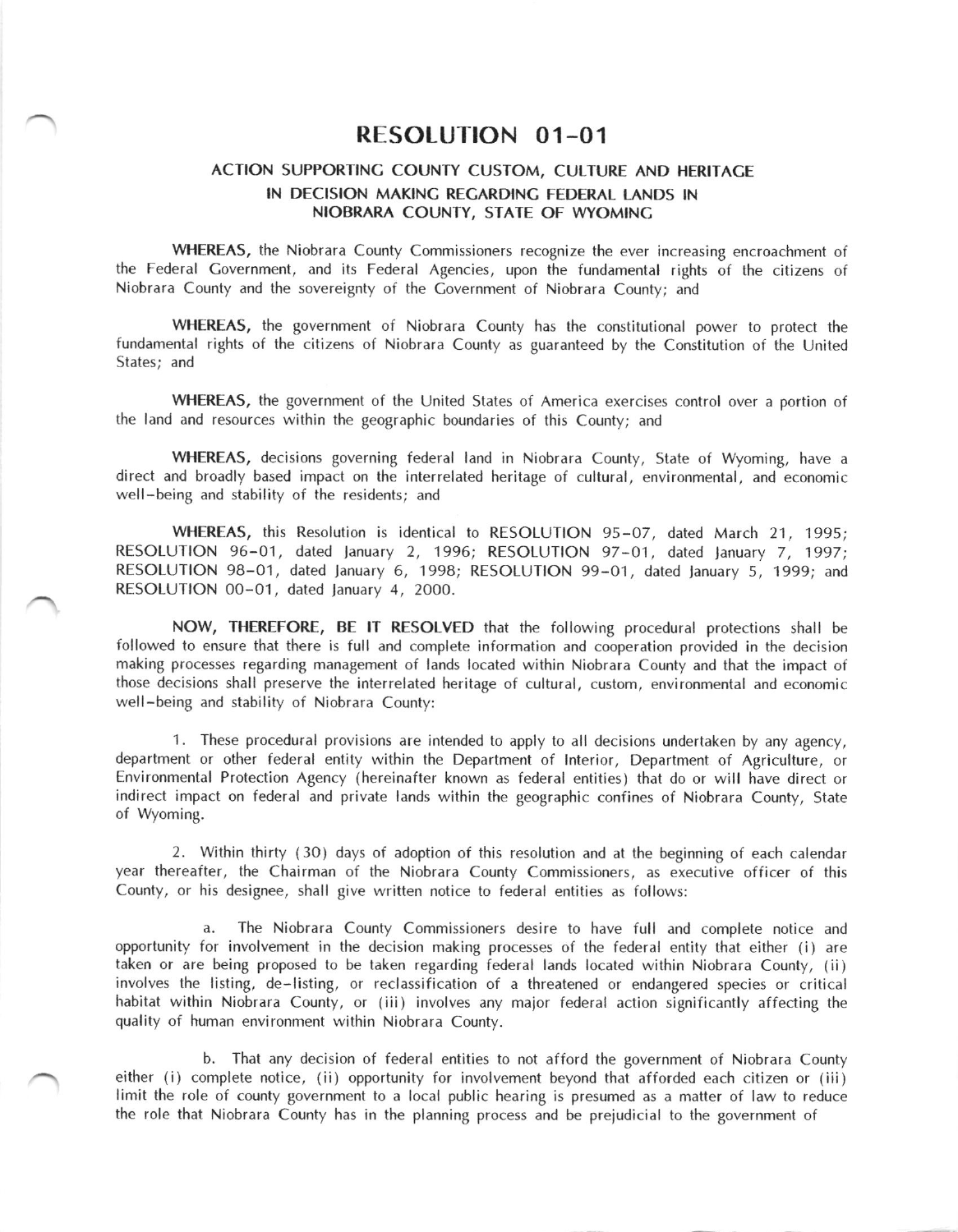# RESOLUTION 01-01

## ACTION SUPPORTING COUNTY CUSTOM, CULTURE AND HERITAGE IN DECISION MAKING REGARDING FEDERAL LANDS IN NIOBRARA COUNTY, STATE OF WYOMING

**WHEREAS,** the Niobrara County Commissioners recognize the ever increasing encroachment of the Federal Government, and its Federal Agencies, upon the fundamental rights of the citizens of Niobrara County and the sovereignty of the Government of Niobrara County; and

**WHEREAS,** the government of Niobrara County has the constitutional power to protect the fundamental rights of the citizens of Niobrara County as guaranteed by the Constitution of the United States; and

**WHEREAS,** the government of the United States of America exercises control over a portion of the land and resources within the geographic boundaries of this County; and

**WHEREAS,** decisions governing federal land in Niobrara County, State of Wyoming, have a direct and broadly based impact on the interrelated heritage of cultural, environmental, and economic well-being and stability of the residents; and

**WHEREAS,** this Resolution is identical to RESOLUTION 95-07, dated March 21, 1995; RESOLUTION 96-01, dated January 2, 1996; RESOLUTION 97-01, dated January 7, 1997; RESOLUTION 98-01, dated January 6, 1998; RESOLUTION 99-01, dated January 5, 1999; and RESOLUTION 00-01, dated January 4, 2000.

**NOW, THEREFORE, BE IT RESOLVED** that the following procedural protections shall be followed to ensure that there is full and complete information and cooperation provided in the decision making processes regarding management of lands located within Niobrara County and that the impact of those decisions shall preserve the interrelated heritage of cultural, custom, environmental and economic well-being and stability of Niobrara County:

1. These procedural provisions are intended to apply to all decisions undertaken by any agency, department or other federal entity within the Department of Interior, Department of Agriculture, or Environmental Protection Agency (hereinafter known as federal entities) that do or will have direct or indirect impact on federal and private lands within the geographic confines of Niobrara County, State of Wyoming.

2. Within thirty (30) days of adoption of this resolution and at the beginning of each calendar year thereafter, the Chairman of the Niobrara County Commissioners, as executive officer of this County, or his designee, shall give written notice to federal entities as follows:

   a. The Niobrara County Commissioners desire to have full and complete notice and opportunity for involvement in the decision making processes of the federal entity that either (i) are taken or are being proposed to be taken regarding federal lands located within Niobrara County, (ii) involves the listing, de-listing, or reclassification of a threatened or endangered species or critical habitat within Niobrara County, or (iii) involves any major federal action significantly affecting the quality of human environment within Niobrara County.

   b. That any decision of federal entities to not afford the government of Niobrara County either (i) complete notice, (ii) opportunity for involvement beyond that afforded each citizen or (iii) limit the role of county government to a local public hearing is presumed as a matter of law to reduce the role that Niobrara County has in the planning process and be prejudicial to the government of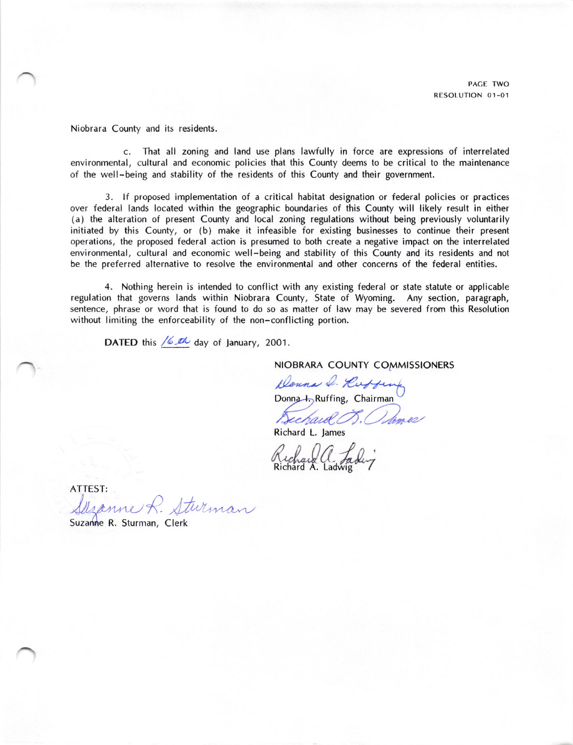Niobrara County and its residents.

c. That all zoning and land use plans lawfully in force are expressions of interrelated environmental, cultural and economic policies that this County deems to be critical to the maintenance of the well-being and stability of the residents of this County and their government.

3. If proposed implementation of a critical habitat designation or federal policies or practices over federal lands located within the geographic boundaries of this County will likely result in either (a) the alteration of present County and local zoning regulations without being previously voluntarily initiated by this County, or (b) make it infeasible for existing businesses to continue their present operations, the proposed federal action is presumed to both create a negative impact on the interrelated environmental, cultural and economic well-being and stability of this County and its residents and not be the preferred alternative to resolve the environmental and other concerns of the federal entities.

4. Nothing herein is intended to conflict with any existing federal or state statute or applicable regulation that governs lands within Niobrara County, State of Wyoming. Any section, paragraph, sentence, phrase or word that is found to do so as matter of law may be severed from this Resolution without limiting the enforceability of the non-conflicting portion.

**DATED** this 16th day of January, 2001.

NIOBRARA COUNTY COMMISSIONERS

Donna L. Ruffing

Donna L. Ruffing, Chairman

Richard L. James

Richard L. James

Richard A. Ladwig

Richard A. Ladwig

ATTEST:

Suzanne R. Sturman

Suzanne R. Sturman, Clerk